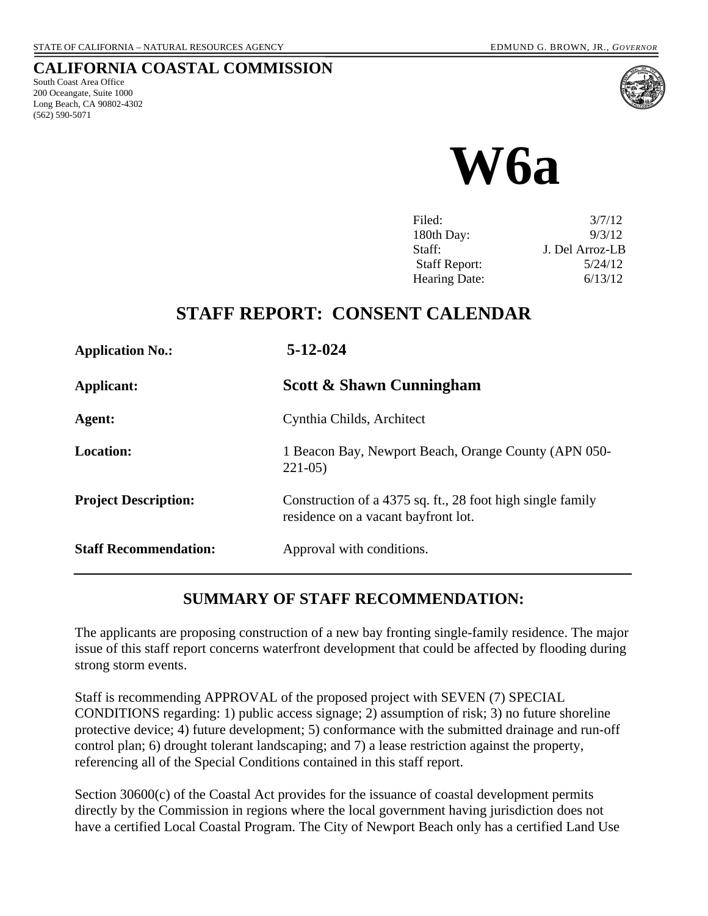STATE OF CALIFORNIA – NATURAL RESOURCES AGENCY EDMUND G. BROWN, JR., *GOVERNOR*

# CALIFORNIA COASTAL COMMISSION

South Coast Area Office
200 Oceangate, Suite 1000
Long Beach, CA 90802-4302
(562) 590-5071

# W6a

| | |
|---|---|
| Filed: | 3/7/12 |
| 180th Day: | 9/3/12 |
| Staff: | J. Del Arroz-LB |
| Staff Report: | 5/24/12 |
| Hearing Date: | 6/13/12 |

## STAFF REPORT: CONSENT CALENDAR

| | |
|---|---|
| **Application No.:** | **5-12-024** |
| **Applicant:** | **Scott & Shawn Cunningham** |
| **Agent:** | Cynthia Childs, Architect |
| **Location:** | 1 Beacon Bay, Newport Beach, Orange County (APN 050-221-05) |
| **Project Description:** | Construction of a 4375 sq. ft., 28 foot high single family residence on a vacant bayfront lot. |
| **Staff Recommendation:** | Approval with conditions. |

## SUMMARY OF STAFF RECOMMENDATION:

The applicants are proposing construction of a new bay fronting single-family residence. The major issue of this staff report concerns waterfront development that could be affected by flooding during strong storm events.

Staff is recommending APPROVAL of the proposed project with SEVEN (7) SPECIAL CONDITIONS regarding: 1) public access signage; 2) assumption of risk; 3) no future shoreline protective device; 4) future development; 5) conformance with the submitted drainage and run-off control plan; 6) drought tolerant landscaping; and 7) a lease restriction against the property, referencing all of the Special Conditions contained in this staff report.

Section 30600(c) of the Coastal Act provides for the issuance of coastal development permits directly by the Commission in regions where the local government having jurisdiction does not have a certified Local Coastal Program. The City of Newport Beach only has a certified Land Use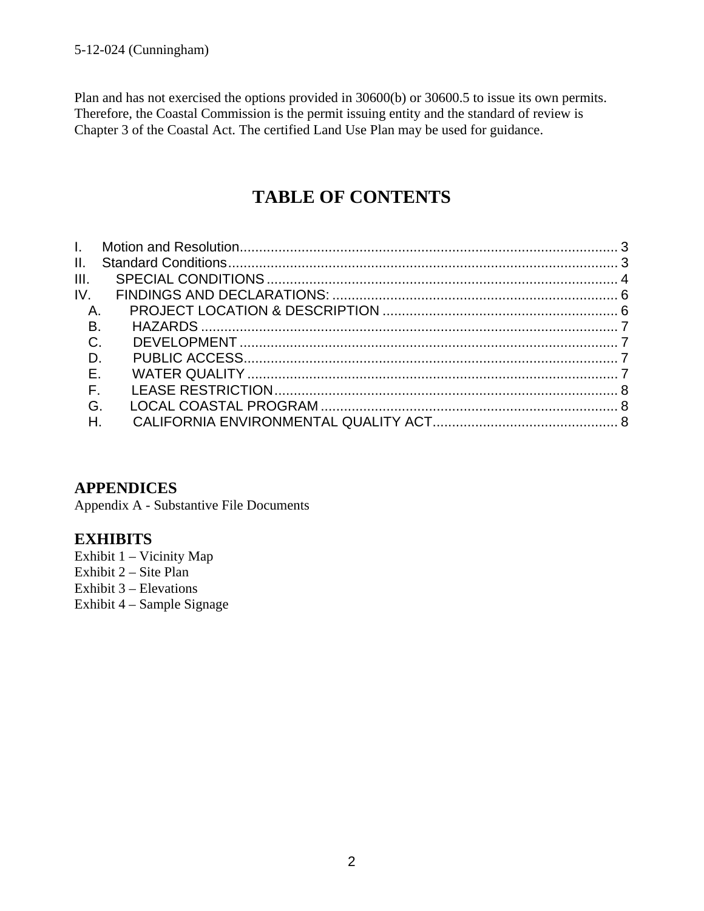Plan and has not exercised the options provided in 30600(b) or 30600.5 to issue its own permits. Therefore, the Coastal Commission is the permit issuing entity and the standard of review is Chapter 3 of the Coastal Act. The certified Land Use Plan may be used for guidance.

# TABLE OF CONTENTS

I. Motion and Resolution ........................................................................................ 3
II. Standard Conditions ........................................................................................ 3
III. SPECIAL CONDITIONS ........................................................................................ 4
IV. FINDINGS AND DECLARATIONS: ........................................................................................ 6
- A. PROJECT LOCATION & DESCRIPTION ........................................................................................ 6
- B. HAZARDS ........................................................................................ 7
- C. DEVELOPMENT ........................................................................................ 7
- D. PUBLIC ACCESS ........................................................................................ 7
- E. WATER QUALITY ........................................................................................ 7
- F. LEASE RESTRICTION ........................................................................................ 8
- G. LOCAL COASTAL PROGRAM ........................................................................................ 8
- H. CALIFORNIA ENVIRONMENTAL QUALITY ACT ........................................................................................ 8

## APPENDICES

Appendix A - Substantive File Documents

## EXHIBITS

Exhibit 1 – Vicinity Map
Exhibit 2 – Site Plan
Exhibit 3 – Elevations
Exhibit 4 – Sample Signage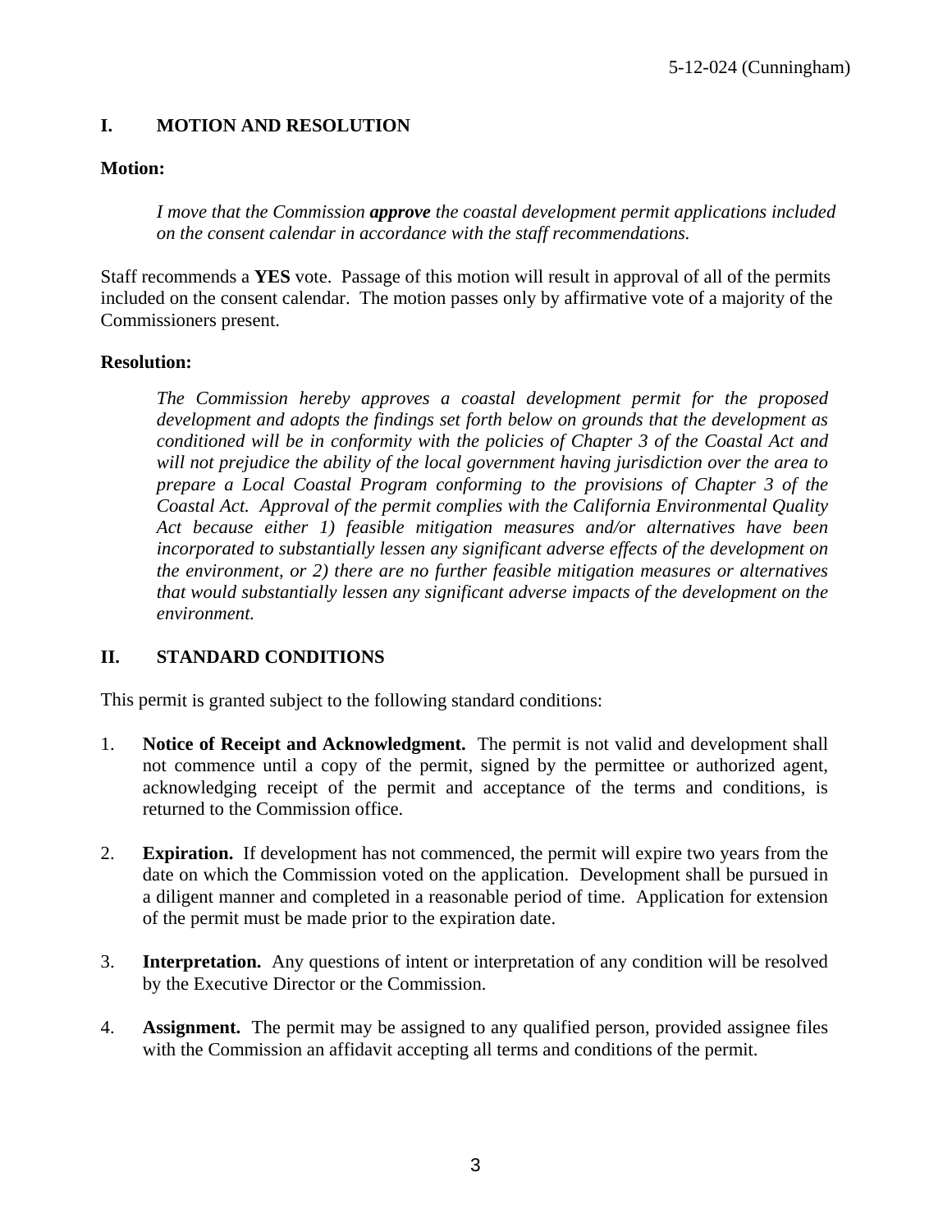## I. MOTION AND RESOLUTION

**Motion:**

> *I move that the Commission **approve** the coastal development permit applications included on the consent calendar in accordance with the staff recommendations.*

Staff recommends a **YES** vote. Passage of this motion will result in approval of all of the permits included on the consent calendar. The motion passes only by affirmative vote of a majority of the Commissioners present.

**Resolution:**

> *The Commission hereby approves a coastal development permit for the proposed development and adopts the findings set forth below on grounds that the development as conditioned will be in conformity with the policies of Chapter 3 of the Coastal Act and will not prejudice the ability of the local government having jurisdiction over the area to prepare a Local Coastal Program conforming to the provisions of Chapter 3 of the Coastal Act. Approval of the permit complies with the California Environmental Quality Act because either 1) feasible mitigation measures and/or alternatives have been incorporated to substantially lessen any significant adverse effects of the development on the environment, or 2) there are no further feasible mitigation measures or alternatives that would substantially lessen any significant adverse impacts of the development on the environment.*

## II. STANDARD CONDITIONS

This permit is granted subject to the following standard conditions:

1. **Notice of Receipt and Acknowledgment.** The permit is not valid and development shall not commence until a copy of the permit, signed by the permittee or authorized agent, acknowledging receipt of the permit and acceptance of the terms and conditions, is returned to the Commission office.

2. **Expiration.** If development has not commenced, the permit will expire two years from the date on which the Commission voted on the application. Development shall be pursued in a diligent manner and completed in a reasonable period of time. Application for extension of the permit must be made prior to the expiration date.

3. **Interpretation.** Any questions of intent or interpretation of any condition will be resolved by the Executive Director or the Commission.

4. **Assignment.** The permit may be assigned to any qualified person, provided assignee files with the Commission an affidavit accepting all terms and conditions of the permit.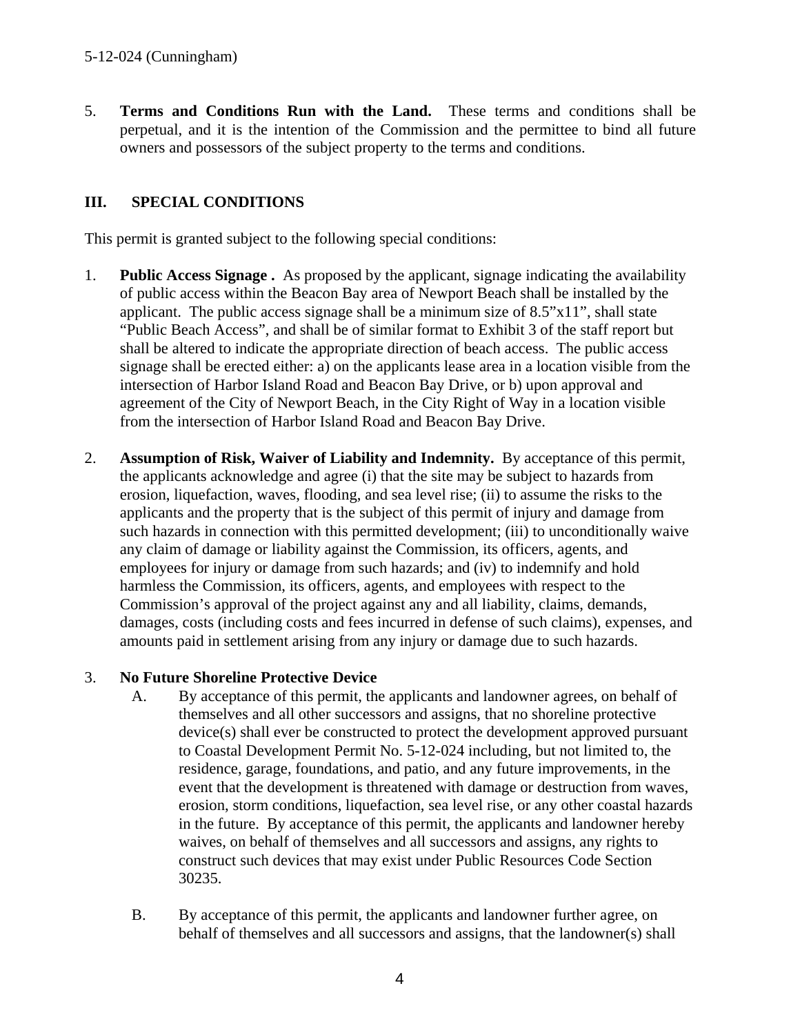5. **Terms and Conditions Run with the Land.** These terms and conditions shall be perpetual, and it is the intention of the Commission and the permittee to bind all future owners and possessors of the subject property to the terms and conditions.

## III. SPECIAL CONDITIONS

This permit is granted subject to the following special conditions:

1. **Public Access Signage .** As proposed by the applicant, signage indicating the availability of public access within the Beacon Bay area of Newport Beach shall be installed by the applicant. The public access signage shall be a minimum size of 8.5"x11", shall state "Public Beach Access", and shall be of similar format to Exhibit 3 of the staff report but shall be altered to indicate the appropriate direction of beach access. The public access signage shall be erected either: a) on the applicants lease area in a location visible from the intersection of Harbor Island Road and Beacon Bay Drive, or b) upon approval and agreement of the City of Newport Beach, in the City Right of Way in a location visible from the intersection of Harbor Island Road and Beacon Bay Drive.

2. **Assumption of Risk, Waiver of Liability and Indemnity.** By acceptance of this permit, the applicants acknowledge and agree (i) that the site may be subject to hazards from erosion, liquefaction, waves, flooding, and sea level rise; (ii) to assume the risks to the applicants and the property that is the subject of this permit of injury and damage from such hazards in connection with this permitted development; (iii) to unconditionally waive any claim of damage or liability against the Commission, its officers, agents, and employees for injury or damage from such hazards; and (iv) to indemnify and hold harmless the Commission, its officers, agents, and employees with respect to the Commission's approval of the project against any and all liability, claims, demands, damages, costs (including costs and fees incurred in defense of such claims), expenses, and amounts paid in settlement arising from any injury or damage due to such hazards.

3. **No Future Shoreline Protective Device**

   A. By acceptance of this permit, the applicants and landowner agrees, on behalf of themselves and all other successors and assigns, that no shoreline protective device(s) shall ever be constructed to protect the development approved pursuant to Coastal Development Permit No. 5-12-024 including, but not limited to, the residence, garage, foundations, and patio, and any future improvements, in the event that the development is threatened with damage or destruction from waves, erosion, storm conditions, liquefaction, sea level rise, or any other coastal hazards in the future. By acceptance of this permit, the applicants and landowner hereby waives, on behalf of themselves and all successors and assigns, any rights to construct such devices that may exist under Public Resources Code Section 30235.

   B. By acceptance of this permit, the applicants and landowner further agree, on behalf of themselves and all successors and assigns, that the landowner(s) shall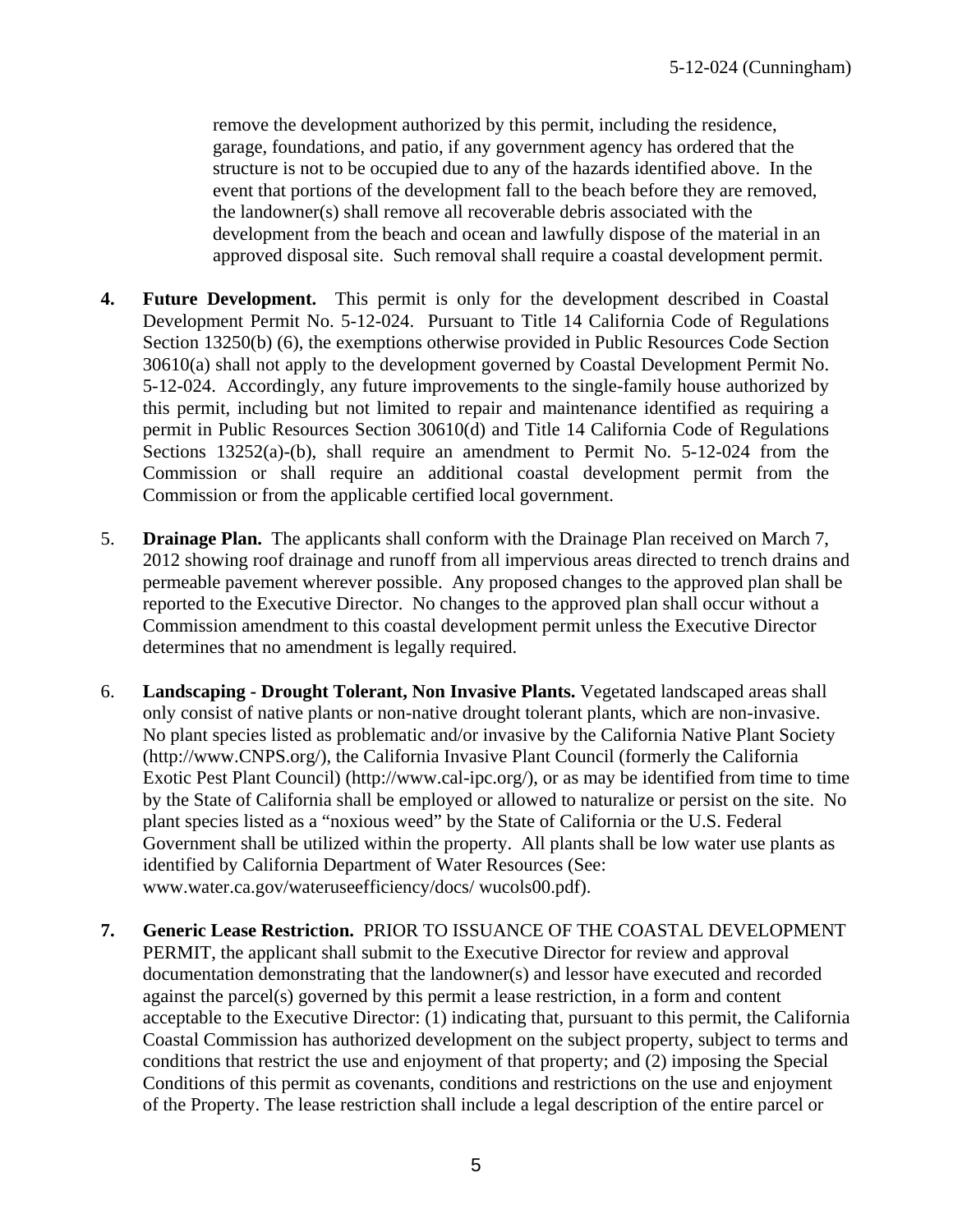remove the development authorized by this permit, including the residence, garage, foundations, and patio, if any government agency has ordered that the structure is not to be occupied due to any of the hazards identified above. In the event that portions of the development fall to the beach before they are removed, the landowner(s) shall remove all recoverable debris associated with the development from the beach and ocean and lawfully dispose of the material in an approved disposal site. Such removal shall require a coastal development permit.

**4. Future Development.** This permit is only for the development described in Coastal Development Permit No. 5-12-024. Pursuant to Title 14 California Code of Regulations Section 13250(b) (6), the exemptions otherwise provided in Public Resources Code Section 30610(a) shall not apply to the development governed by Coastal Development Permit No. 5-12-024. Accordingly, any future improvements to the single-family house authorized by this permit, including but not limited to repair and maintenance identified as requiring a permit in Public Resources Section 30610(d) and Title 14 California Code of Regulations Sections 13252(a)-(b), shall require an amendment to Permit No. 5-12-024 from the Commission or shall require an additional coastal development permit from the Commission or from the applicable certified local government.

5. **Drainage Plan.** The applicants shall conform with the Drainage Plan received on March 7, 2012 showing roof drainage and runoff from all impervious areas directed to trench drains and permeable pavement wherever possible. Any proposed changes to the approved plan shall be reported to the Executive Director. No changes to the approved plan shall occur without a Commission amendment to this coastal development permit unless the Executive Director determines that no amendment is legally required.

6. **Landscaping - Drought Tolerant, Non Invasive Plants.** Vegetated landscaped areas shall only consist of native plants or non-native drought tolerant plants, which are non-invasive. No plant species listed as problematic and/or invasive by the California Native Plant Society (http://www.CNPS.org/), the California Invasive Plant Council (formerly the California Exotic Pest Plant Council) (http://www.cal-ipc.org/), or as may be identified from time to time by the State of California shall be employed or allowed to naturalize or persist on the site. No plant species listed as a "noxious weed" by the State of California or the U.S. Federal Government shall be utilized within the property. All plants shall be low water use plants as identified by California Department of Water Resources (See: www.water.ca.gov/wateruseefficiency/docs/ wucols00.pdf).

**7. Generic Lease Restriction.** PRIOR TO ISSUANCE OF THE COASTAL DEVELOPMENT PERMIT, the applicant shall submit to the Executive Director for review and approval documentation demonstrating that the landowner(s) and lessor have executed and recorded against the parcel(s) governed by this permit a lease restriction, in a form and content acceptable to the Executive Director: (1) indicating that, pursuant to this permit, the California Coastal Commission has authorized development on the subject property, subject to terms and conditions that restrict the use and enjoyment of that property; and (2) imposing the Special Conditions of this permit as covenants, conditions and restrictions on the use and enjoyment of the Property. The lease restriction shall include a legal description of the entire parcel or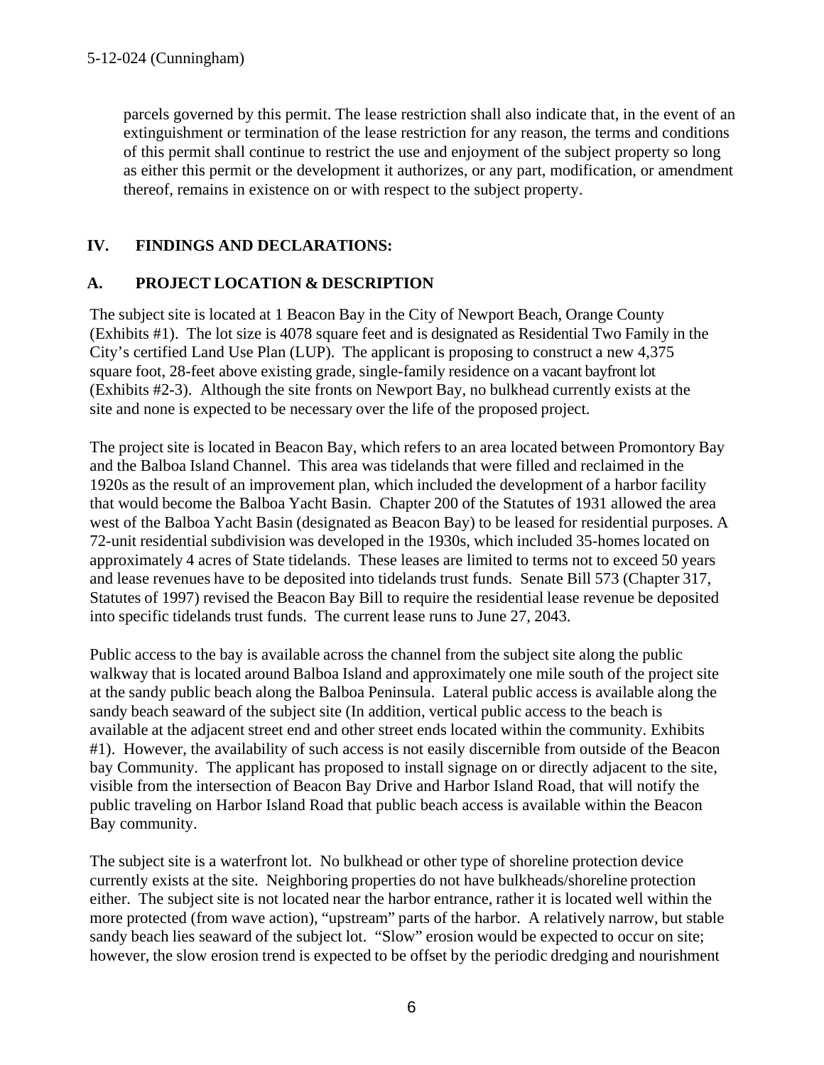parcels governed by this permit. The lease restriction shall also indicate that, in the event of an extinguishment or termination of the lease restriction for any reason, the terms and conditions of this permit shall continue to restrict the use and enjoyment of the subject property so long as either this permit or the development it authorizes, or any part, modification, or amendment thereof, remains in existence on or with respect to the subject property.

## IV. FINDINGS AND DECLARATIONS:

### A. PROJECT LOCATION & DESCRIPTION

The subject site is located at 1 Beacon Bay in the City of Newport Beach, Orange County (Exhibits #1). The lot size is 4078 square feet and is designated as Residential Two Family in the City's certified Land Use Plan (LUP). The applicant is proposing to construct a new 4,375 square foot, 28-feet above existing grade, single-family residence on a vacant bayfront lot (Exhibits #2-3). Although the site fronts on Newport Bay, no bulkhead currently exists at the site and none is expected to be necessary over the life of the proposed project.

The project site is located in Beacon Bay, which refers to an area located between Promontory Bay and the Balboa Island Channel. This area was tidelands that were filled and reclaimed in the 1920s as the result of an improvement plan, which included the development of a harbor facility that would become the Balboa Yacht Basin. Chapter 200 of the Statutes of 1931 allowed the area west of the Balboa Yacht Basin (designated as Beacon Bay) to be leased for residential purposes. A 72-unit residential subdivision was developed in the 1930s, which included 35-homes located on approximately 4 acres of State tidelands. These leases are limited to terms not to exceed 50 years and lease revenues have to be deposited into tidelands trust funds. Senate Bill 573 (Chapter 317, Statutes of 1997) revised the Beacon Bay Bill to require the residential lease revenue be deposited into specific tidelands trust funds. The current lease runs to June 27, 2043.

Public access to the bay is available across the channel from the subject site along the public walkway that is located around Balboa Island and approximately one mile south of the project site at the sandy public beach along the Balboa Peninsula. Lateral public access is available along the sandy beach seaward of the subject site (In addition, vertical public access to the beach is available at the adjacent street end and other street ends located within the community. Exhibits #1). However, the availability of such access is not easily discernible from outside of the Beacon bay Community. The applicant has proposed to install signage on or directly adjacent to the site, visible from the intersection of Beacon Bay Drive and Harbor Island Road, that will notify the public traveling on Harbor Island Road that public beach access is available within the Beacon Bay community.

The subject site is a waterfront lot. No bulkhead or other type of shoreline protection device currently exists at the site. Neighboring properties do not have bulkheads/shoreline protection either. The subject site is not located near the harbor entrance, rather it is located well within the more protected (from wave action), "upstream" parts of the harbor. A relatively narrow, but stable sandy beach lies seaward of the subject lot. "Slow" erosion would be expected to occur on site; however, the slow erosion trend is expected to be offset by the periodic dredging and nourishment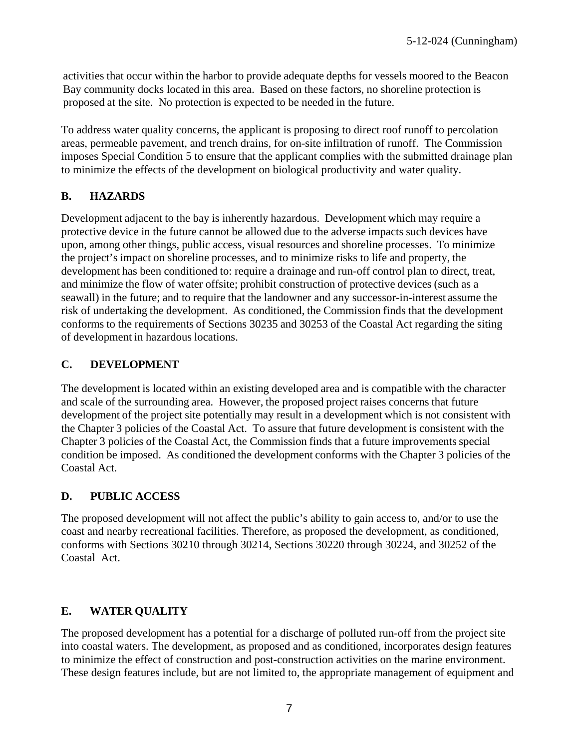activities that occur within the harbor to provide adequate depths for vessels moored to the Beacon Bay community docks located in this area. Based on these factors, no shoreline protection is proposed at the site. No protection is expected to be needed in the future.

To address water quality concerns, the applicant is proposing to direct roof runoff to percolation areas, permeable pavement, and trench drains, for on-site infiltration of runoff. The Commission imposes Special Condition 5 to ensure that the applicant complies with the submitted drainage plan to minimize the effects of the development on biological productivity and water quality.

## B. HAZARDS

Development adjacent to the bay is inherently hazardous. Development which may require a protective device in the future cannot be allowed due to the adverse impacts such devices have upon, among other things, public access, visual resources and shoreline processes. To minimize the project's impact on shoreline processes, and to minimize risks to life and property, the development has been conditioned to: require a drainage and run-off control plan to direct, treat, and minimize the flow of water offsite; prohibit construction of protective devices (such as a seawall) in the future; and to require that the landowner and any successor-in-interest assume the risk of undertaking the development. As conditioned, the Commission finds that the development conforms to the requirements of Sections 30235 and 30253 of the Coastal Act regarding the siting of development in hazardous locations.

## C. DEVELOPMENT

The development is located within an existing developed area and is compatible with the character and scale of the surrounding area. However, the proposed project raises concerns that future development of the project site potentially may result in a development which is not consistent with the Chapter 3 policies of the Coastal Act. To assure that future development is consistent with the Chapter 3 policies of the Coastal Act, the Commission finds that a future improvements special condition be imposed. As conditioned the development conforms with the Chapter 3 policies of the Coastal Act.

## D. PUBLIC ACCESS

The proposed development will not affect the public's ability to gain access to, and/or to use the coast and nearby recreational facilities. Therefore, as proposed the development, as conditioned, conforms with Sections 30210 through 30214, Sections 30220 through 30224, and 30252 of the Coastal Act.

## E. WATER QUALITY

The proposed development has a potential for a discharge of polluted run-off from the project site into coastal waters. The development, as proposed and as conditioned, incorporates design features to minimize the effect of construction and post-construction activities on the marine environment. These design features include, but are not limited to, the appropriate management of equipment and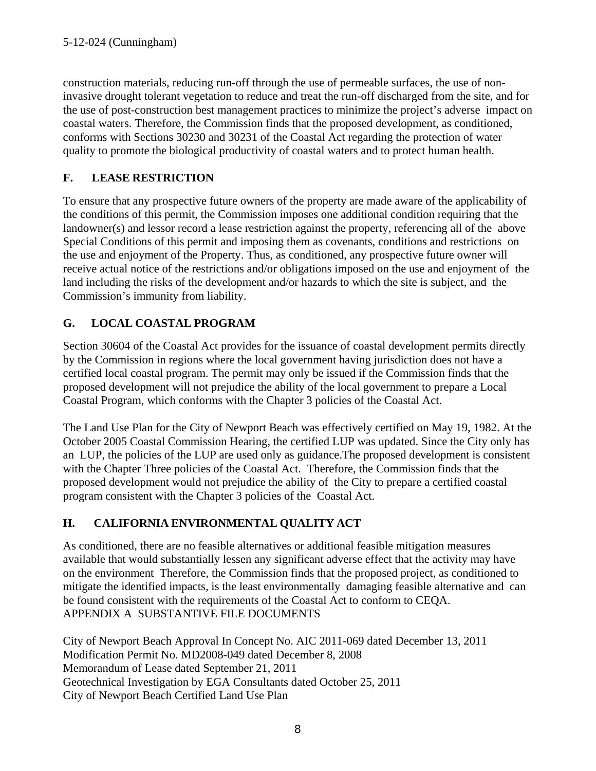construction materials, reducing run-off through the use of permeable surfaces, the use of non-invasive drought tolerant vegetation to reduce and treat the run-off discharged from the site, and for the use of post-construction best management practices to minimize the project's adverse impact on coastal waters. Therefore, the Commission finds that the proposed development, as conditioned, conforms with Sections 30230 and 30231 of the Coastal Act regarding the protection of water quality to promote the biological productivity of coastal waters and to protect human health.

## F. LEASE RESTRICTION

To ensure that any prospective future owners of the property are made aware of the applicability of the conditions of this permit, the Commission imposes one additional condition requiring that the landowner(s) and lessor record a lease restriction against the property, referencing all of the above Special Conditions of this permit and imposing them as covenants, conditions and restrictions on the use and enjoyment of the Property. Thus, as conditioned, any prospective future owner will receive actual notice of the restrictions and/or obligations imposed on the use and enjoyment of the land including the risks of the development and/or hazards to which the site is subject, and the Commission's immunity from liability.

## G. LOCAL COASTAL PROGRAM

Section 30604 of the Coastal Act provides for the issuance of coastal development permits directly by the Commission in regions where the local government having jurisdiction does not have a certified local coastal program. The permit may only be issued if the Commission finds that the proposed development will not prejudice the ability of the local government to prepare a Local Coastal Program, which conforms with the Chapter 3 policies of the Coastal Act.

The Land Use Plan for the City of Newport Beach was effectively certified on May 19, 1982. At the October 2005 Coastal Commission Hearing, the certified LUP was updated. Since the City only has an LUP, the policies of the LUP are used only as guidance.The proposed development is consistent with the Chapter Three policies of the Coastal Act. Therefore, the Commission finds that the proposed development would not prejudice the ability of the City to prepare a certified coastal program consistent with the Chapter 3 policies of the Coastal Act.

## H. CALIFORNIA ENVIRONMENTAL QUALITY ACT

As conditioned, there are no feasible alternatives or additional feasible mitigation measures available that would substantially lessen any significant adverse effect that the activity may have on the environment Therefore, the Commission finds that the proposed project, as conditioned to mitigate the identified impacts, is the least environmentally damaging feasible alternative and can be found consistent with the requirements of the Coastal Act to conform to CEQA.

APPENDIX A SUBSTANTIVE FILE DOCUMENTS

City of Newport Beach Approval In Concept No. AIC 2011-069 dated December 13, 2011
Modification Permit No. MD2008-049 dated December 8, 2008
Memorandum of Lease dated September 21, 2011
Geotechnical Investigation by EGA Consultants dated October 25, 2011
City of Newport Beach Certified Land Use Plan